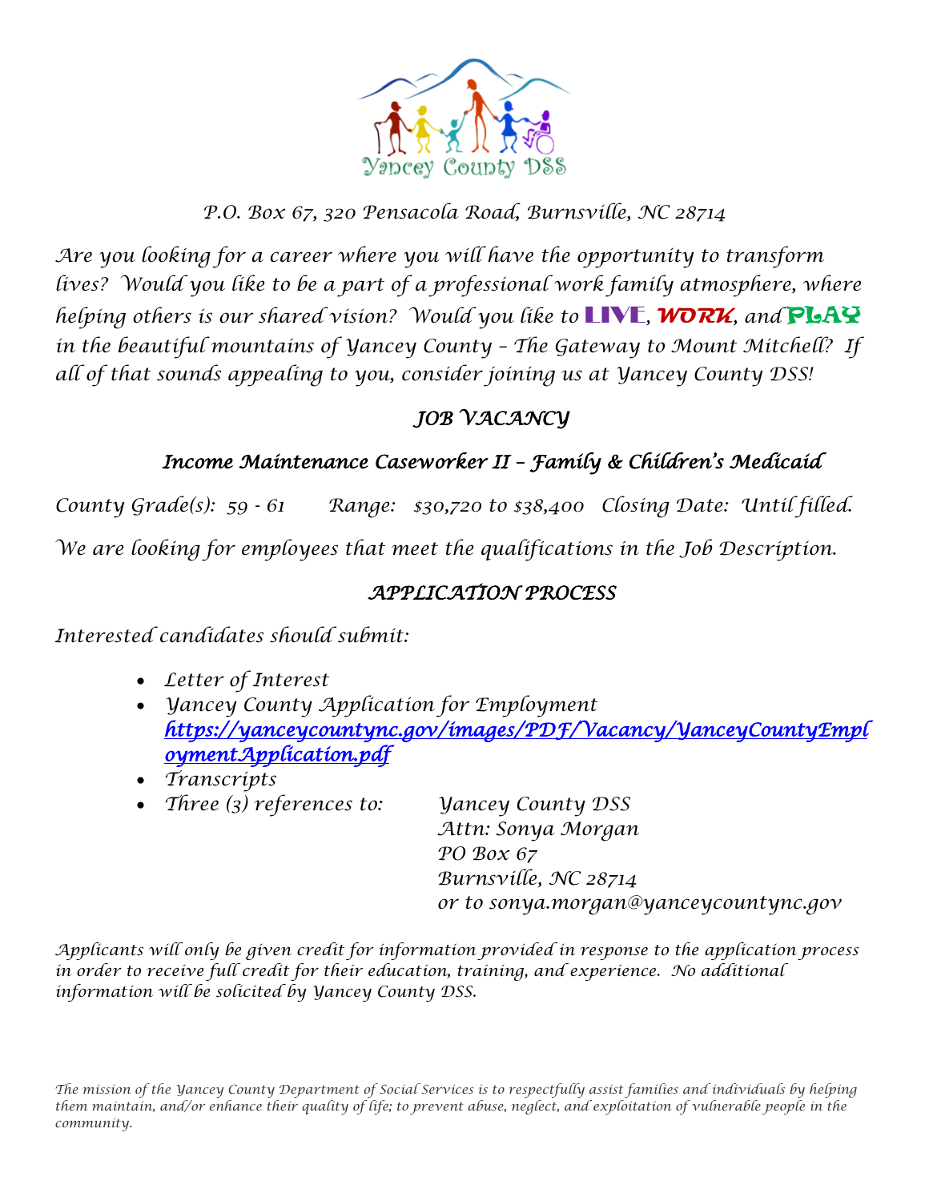Yancey County DSS

P.O. Box 67, 320 Pensacola Road, Burnsville, NC 28714

*Are you looking for a career where you will have the opportunity to transform lives? Would you like to be a part of a professional work family atmosphere, where helping others is our shared vision? Would you like to **LIVE**, **WORK**, and **PLAY** in the beautiful mountains of Yancey County – The Gateway to Mount Mitchell? If all of that sounds appealing to you, consider joining us at Yancey County DSS!*

## JOB VACANCY

### Income Maintenance Caseworker II – Family & Children's Medicaid

County Grade(s): 59 - 61 Range: $30,720 to $38,400 Closing Date: Until filled.

We are looking for employees that meet the qualifications in the Job Description.

## APPLICATION PROCESS

Interested candidates should submit:

- Letter of Interest
- Yancey County Application for Employment https://yanceycountync.gov/images/PDF/Vacancy/YanceyCountyEmploymentApplication.pdf
- Transcripts
- Three (3) references to: Yancey County DSS
  Attn: Sonya Morgan
  PO Box 67
  Burnsville, NC 28714
  or to sonya.morgan@yanceycountync.gov

*Applicants will only be given credit for information provided in response to the application process in order to receive full credit for their education, training, and experience. No additional information will be solicited by Yancey County DSS.*

*The mission of the Yancey County Department of Social Services is to respectfully assist families and individuals by helping them maintain, and/or enhance their quality of life; to prevent abuse, neglect, and exploitation of vulnerable people in the community.*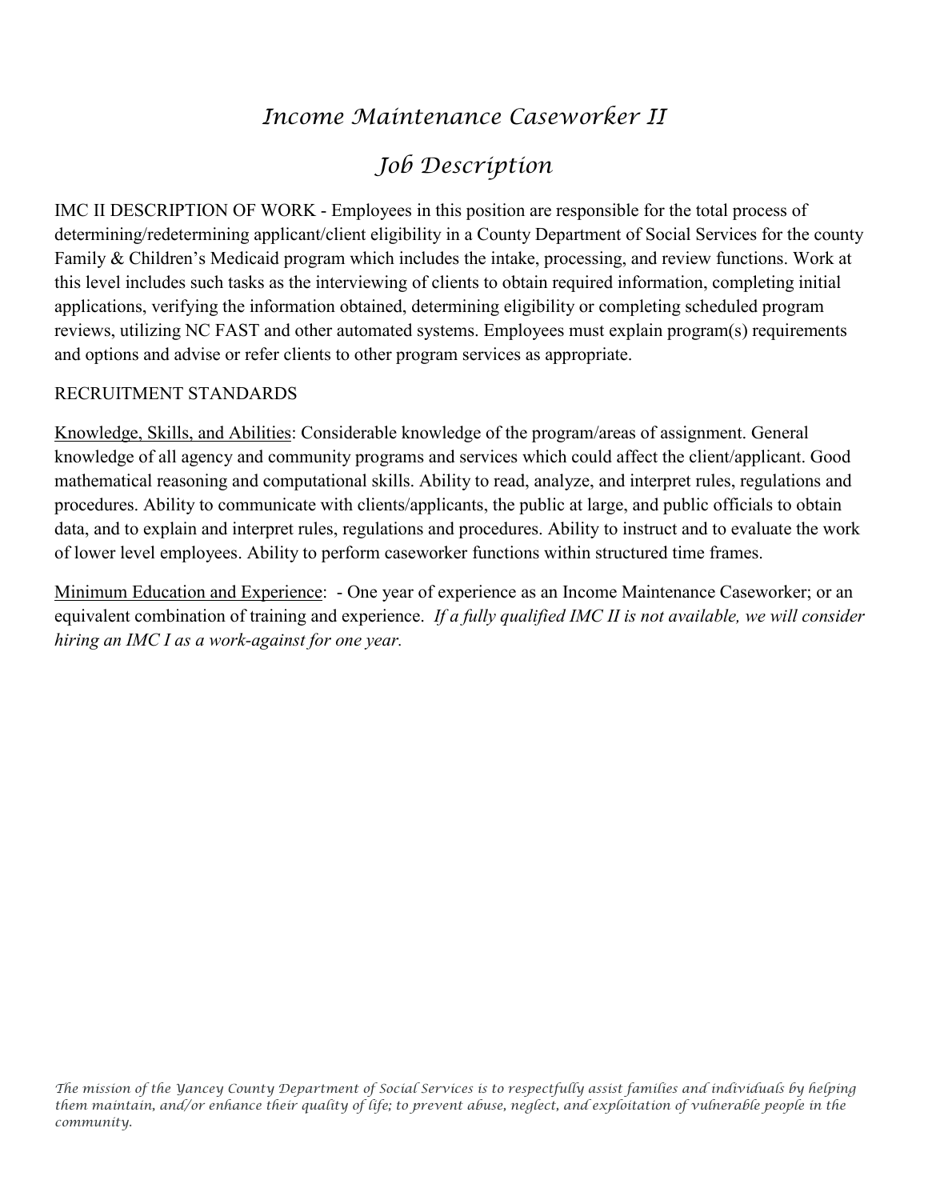# *Income Maintenance Caseworker II*

# *Job Description*

IMC II DESCRIPTION OF WORK - Employees in this position are responsible for the total process of determining/redetermining applicant/client eligibility in a County Department of Social Services for the county Family & Children's Medicaid program which includes the intake, processing, and review functions. Work at this level includes such tasks as the interviewing of clients to obtain required information, completing initial applications, verifying the information obtained, determining eligibility or completing scheduled program reviews, utilizing NC FAST and other automated systems. Employees must explain program(s) requirements and options and advise or refer clients to other program services as appropriate.

RECRUITMENT STANDARDS

<u>Knowledge, Skills, and Abilities</u>: Considerable knowledge of the program/areas of assignment. General knowledge of all agency and community programs and services which could affect the client/applicant. Good mathematical reasoning and computational skills. Ability to read, analyze, and interpret rules, regulations and procedures. Ability to communicate with clients/applicants, the public at large, and public officials to obtain data, and to explain and interpret rules, regulations and procedures. Ability to instruct and to evaluate the work of lower level employees. Ability to perform caseworker functions within structured time frames.

<u>Minimum Education and Experience</u>: - One year of experience as an Income Maintenance Caseworker; or an equivalent combination of training and experience. *If a fully qualified IMC II is not available, we will consider hiring an IMC I as a work-against for one year.*

*The mission of the Yancey County Department of Social Services is to respectfully assist families and individuals by helping them maintain, and/or enhance their quality of life; to prevent abuse, neglect, and exploitation of vulnerable people in the community.*